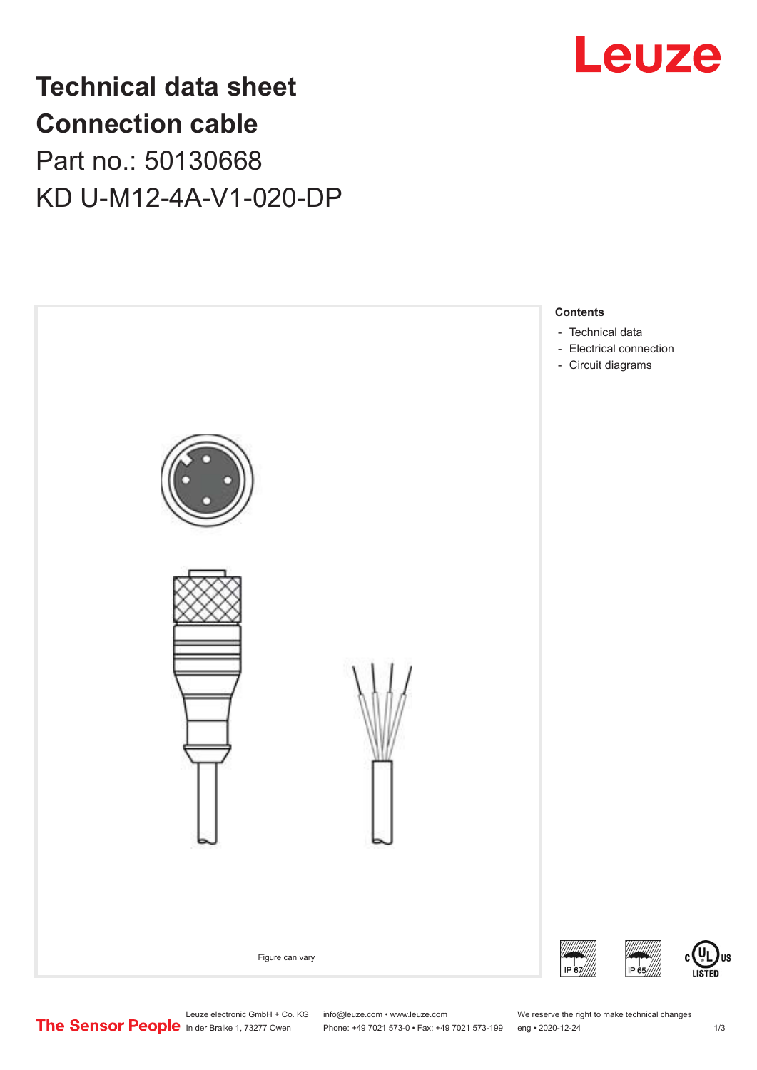# Technical data sheet
# Connection cable

Part no.: 50130668

KD U-M12-4A-V1-020-DP

**Contents**

- Technical data
- Electrical connection
- Circuit diagrams

Figure can vary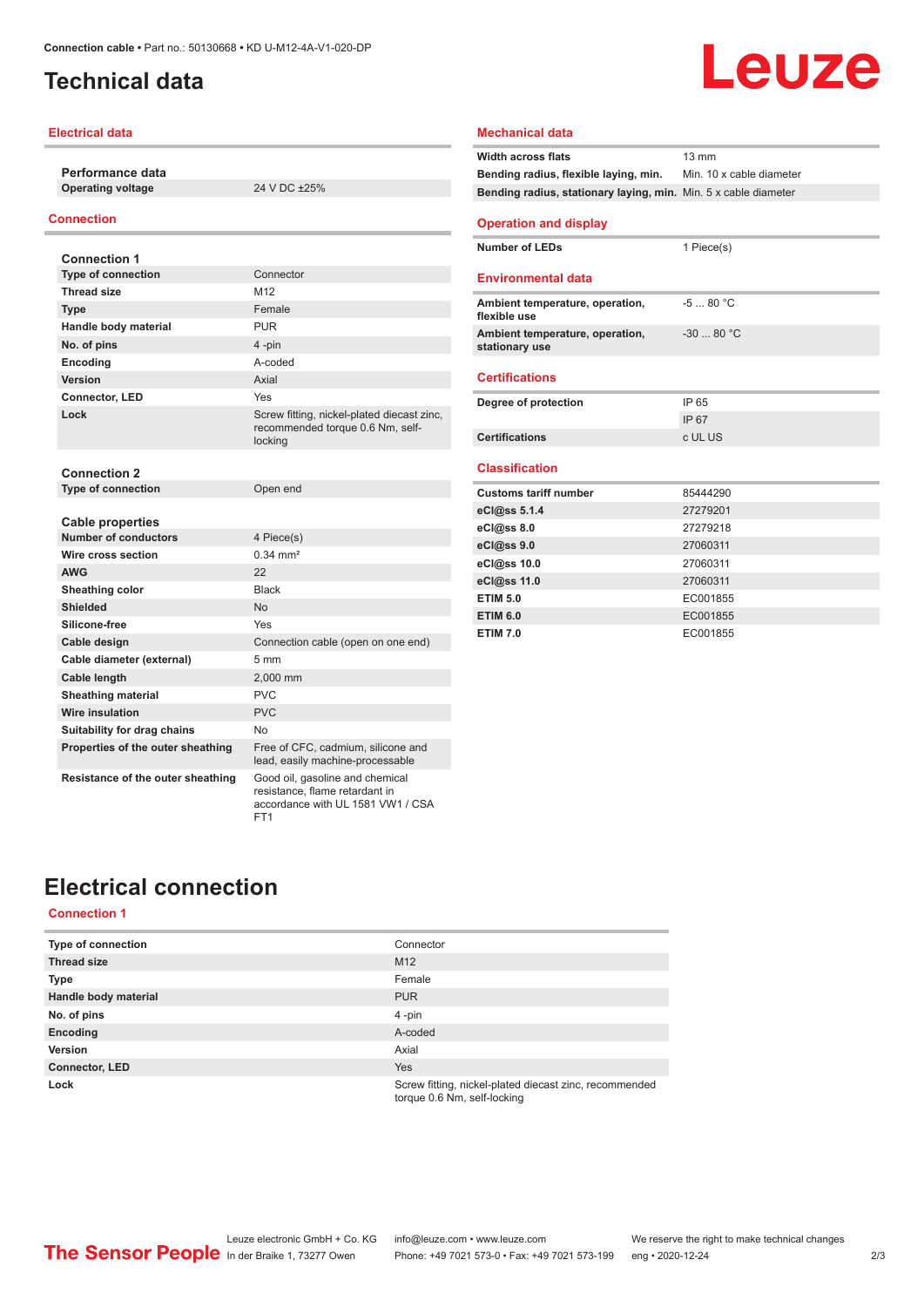# Technical data

## Electrical data

| Performance data | |
|---|---|
| **Operating voltage** | 24 V DC ±25% |

## Connection

| Connection 1 | |
|---|---|
| **Type of connection** | Connector |
| **Thread size** | M12 |
| **Type** | Female |
| **Handle body material** | PUR |
| **No. of pins** | 4 -pin |
| **Encoding** | A-coded |
| **Version** | Axial |
| **Connector, LED** | Yes |
| **Lock** | Screw fitting, nickel-plated diecast zinc, recommended torque 0.6 Nm, self-locking |

| Connection 2 | |
|---|---|
| **Type of connection** | Open end |

| Cable properties | |
|---|---|
| **Number of conductors** | 4 Piece(s) |
| **Wire cross section** | 0.34 mm² |
| **AWG** | 22 |
| **Sheathing color** | Black |
| **Shielded** | No |
| **Silicone-free** | Yes |
| **Cable design** | Connection cable (open on one end) |
| **Cable diameter (external)** | 5 mm |
| **Cable length** | 2,000 mm |
| **Sheathing material** | PVC |
| **Wire insulation** | PVC |
| **Suitability for drag chains** | No |
| **Properties of the outer sheathing** | Free of CFC, cadmium, silicone and lead, easily machine-processable |
| **Resistance of the outer sheathing** | Good oil, gasoline and chemical resistance, flame retardant in accordance with UL 1581 VW1 / CSA FT1 |

## Mechanical data

| | |
|---|---|
| **Width across flats** | 13 mm |
| **Bending radius, flexible laying, min.** | Min. 10 x cable diameter |
| **Bending radius, stationary laying, min.** | Min. 5 x cable diameter |

## Operation and display

| | |
|---|---|
| **Number of LEDs** | 1 Piece(s) |

## Environmental data

| | |
|---|---|
| **Ambient temperature, operation, flexible use** | -5 ... 80 °C |
| **Ambient temperature, operation, stationary use** | -30 ... 80 °C |

## Certifications

| | |
|---|---|
| **Degree of protection** | IP 65 |
| | IP 67 |
| **Certifications** | c UL US |

## Classification

| | |
|---|---|
| **Customs tariff number** | 85444290 |
| **eCl@ss 5.1.4** | 27279201 |
| **eCl@ss 8.0** | 27279218 |
| **eCl@ss 9.0** | 27060311 |
| **eCl@ss 10.0** | 27060311 |
| **eCl@ss 11.0** | 27060311 |
| **ETIM 5.0** | EC001855 |
| **ETIM 6.0** | EC001855 |
| **ETIM 7.0** | EC001855 |

# Electrical connection

## Connection 1

| | |
|---|---|
| **Type of connection** | Connector |
| **Thread size** | M12 |
| **Type** | Female |
| **Handle body material** | PUR |
| **No. of pins** | 4 -pin |
| **Encoding** | A-coded |
| **Version** | Axial |
| **Connector, LED** | Yes |
| **Lock** | Screw fitting, nickel-plated diecast zinc, recommended torque 0.6 Nm, self-locking |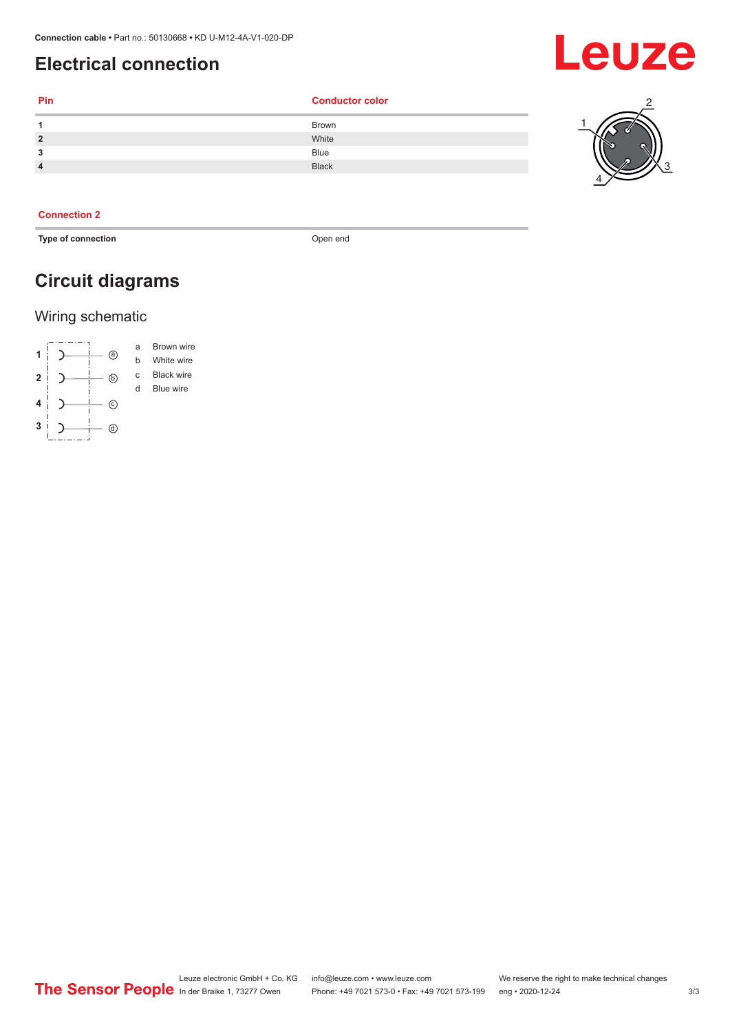## Electrical connection

| Pin | Conductor color |
|---|---|
| 1 | Brown |
| 2 | White |
| 3 | Blue |
| 4 | Black |

1
2
3
4

| Connection 2 | |
|---|---|
| Type of connection | Open end |

## Circuit diagrams

### Wiring schematic

1
2
4
3

a b c d

a Brown wire
b White wire
c Black wire
d Blue wire